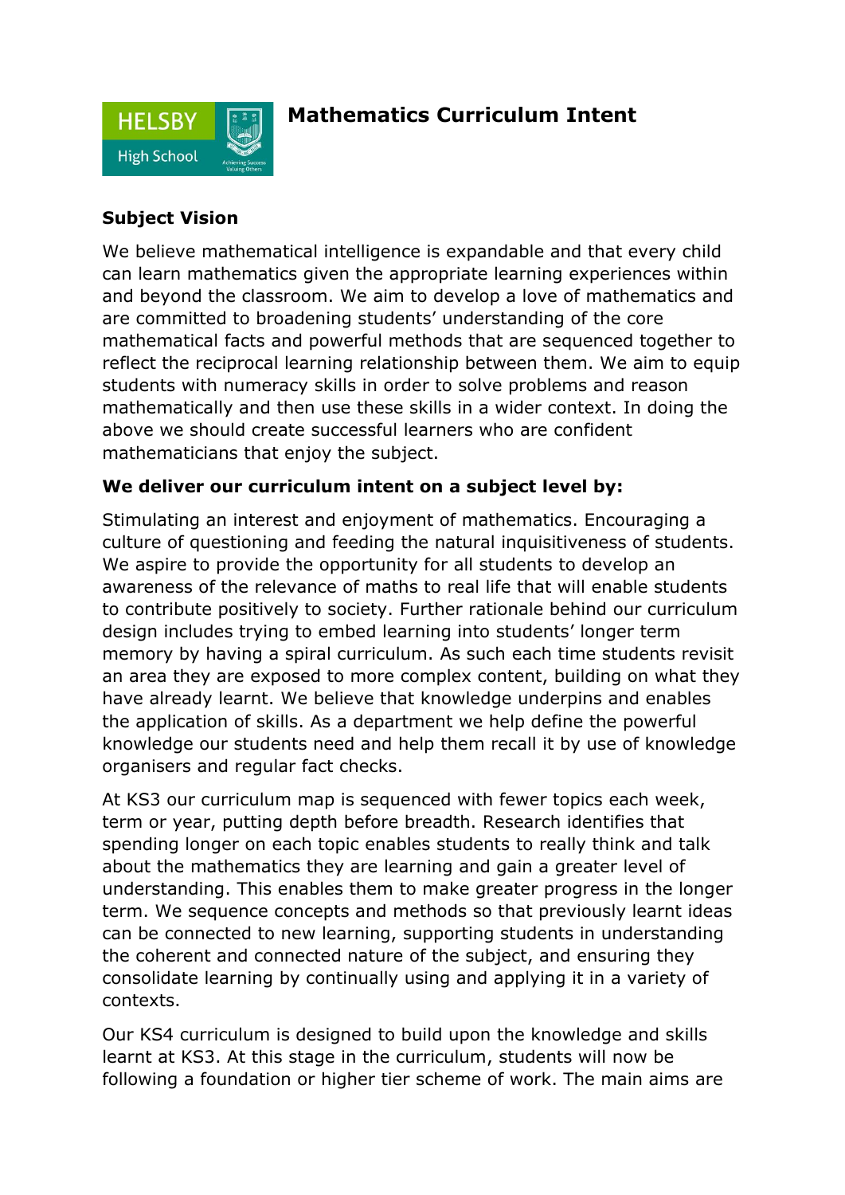# Mathematics Curriculum Intent

## Subject Vision

We believe mathematical intelligence is expandable and that every child can learn mathematics given the appropriate learning experiences within and beyond the classroom. We aim to develop a love of mathematics and are committed to broadening students' understanding of the core mathematical facts and powerful methods that are sequenced together to reflect the reciprocal learning relationship between them. We aim to equip students with numeracy skills in order to solve problems and reason mathematically and then use these skills in a wider context. In doing the above we should create successful learners who are confident mathematicians that enjoy the subject.

**We deliver our curriculum intent on a subject level by:**

Stimulating an interest and enjoyment of mathematics. Encouraging a culture of questioning and feeding the natural inquisitiveness of students. We aspire to provide the opportunity for all students to develop an awareness of the relevance of maths to real life that will enable students to contribute positively to society. Further rationale behind our curriculum design includes trying to embed learning into students' longer term memory by having a spiral curriculum. As such each time students revisit an area they are exposed to more complex content, building on what they have already learnt. We believe that knowledge underpins and enables the application of skills. As a department we help define the powerful knowledge our students need and help them recall it by use of knowledge organisers and regular fact checks.

At KS3 our curriculum map is sequenced with fewer topics each week, term or year, putting depth before breadth. Research identifies that spending longer on each topic enables students to really think and talk about the mathematics they are learning and gain a greater level of understanding. This enables them to make greater progress in the longer term. We sequence concepts and methods so that previously learnt ideas can be connected to new learning, supporting students in understanding the coherent and connected nature of the subject, and ensuring they consolidate learning by continually using and applying it in a variety of contexts.

Our KS4 curriculum is designed to build upon the knowledge and skills learnt at KS3. At this stage in the curriculum, students will now be following a foundation or higher tier scheme of work. The main aims are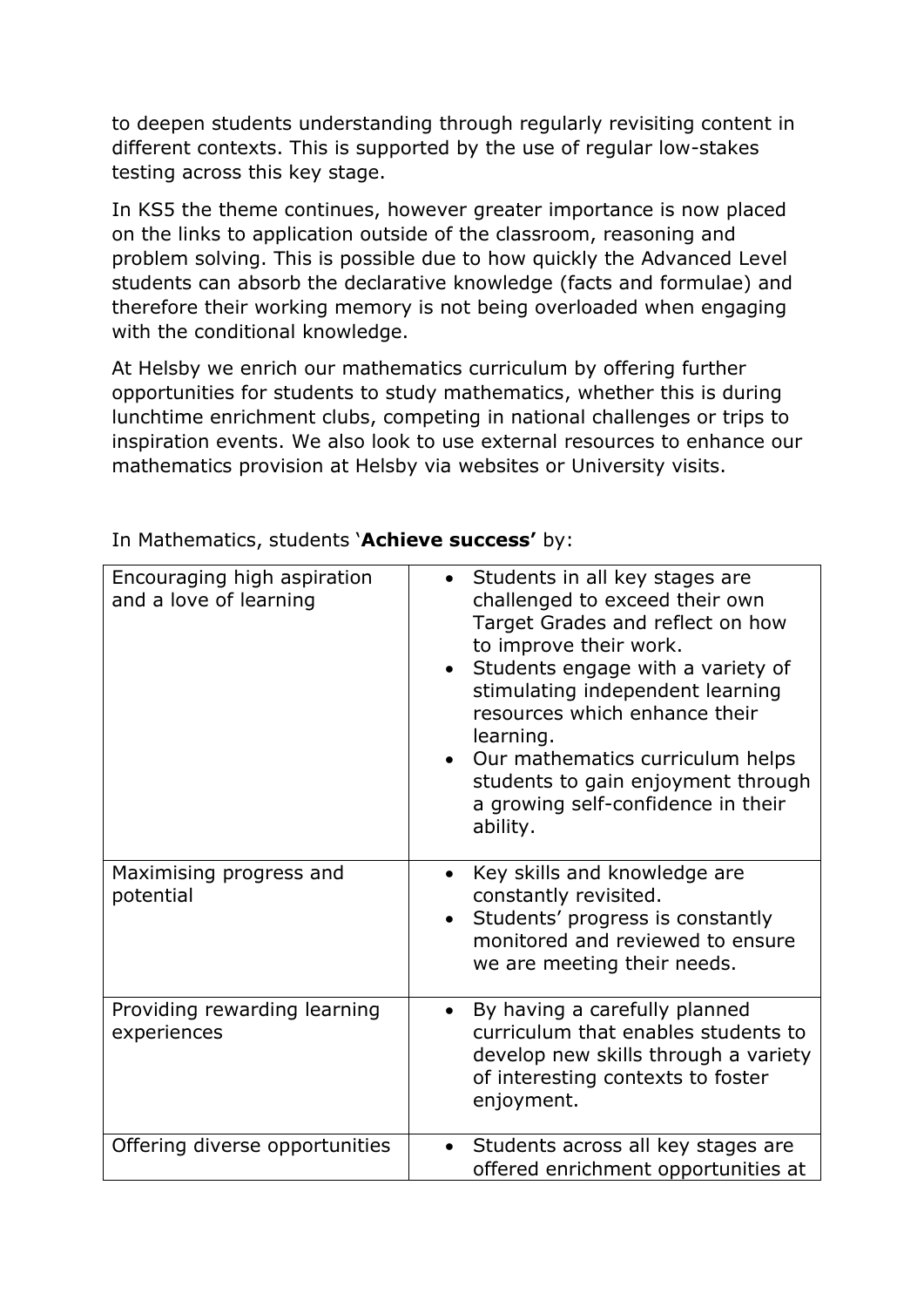to deepen students understanding through regularly revisiting content in different contexts. This is supported by the use of regular low-stakes testing across this key stage.

In KS5 the theme continues, however greater importance is now placed on the links to application outside of the classroom, reasoning and problem solving. This is possible due to how quickly the Advanced Level students can absorb the declarative knowledge (facts and formulae) and therefore their working memory is not being overloaded when engaging with the conditional knowledge.

At Helsby we enrich our mathematics curriculum by offering further opportunities for students to study mathematics, whether this is during lunchtime enrichment clubs, competing in national challenges or trips to inspiration events. We also look to use external resources to enhance our mathematics provision at Helsby via websites or University visits.

In Mathematics, students '**Achieve success'** by:

| | |
|---|---|
| Encouraging high aspiration and a love of learning | • Students in all key stages are challenged to exceed their own Target Grades and reflect on how to improve their work.<br>• Students engage with a variety of stimulating independent learning resources which enhance their learning.<br>• Our mathematics curriculum helps students to gain enjoyment through a growing self-confidence in their ability. |
| Maximising progress and potential | • Key skills and knowledge are constantly revisited.<br>• Students' progress is constantly monitored and reviewed to ensure we are meeting their needs. |
| Providing rewarding learning experiences | • By having a carefully planned curriculum that enables students to develop new skills through a variety of interesting contexts to foster enjoyment. |
| Offering diverse opportunities | • Students across all key stages are offered enrichment opportunities at |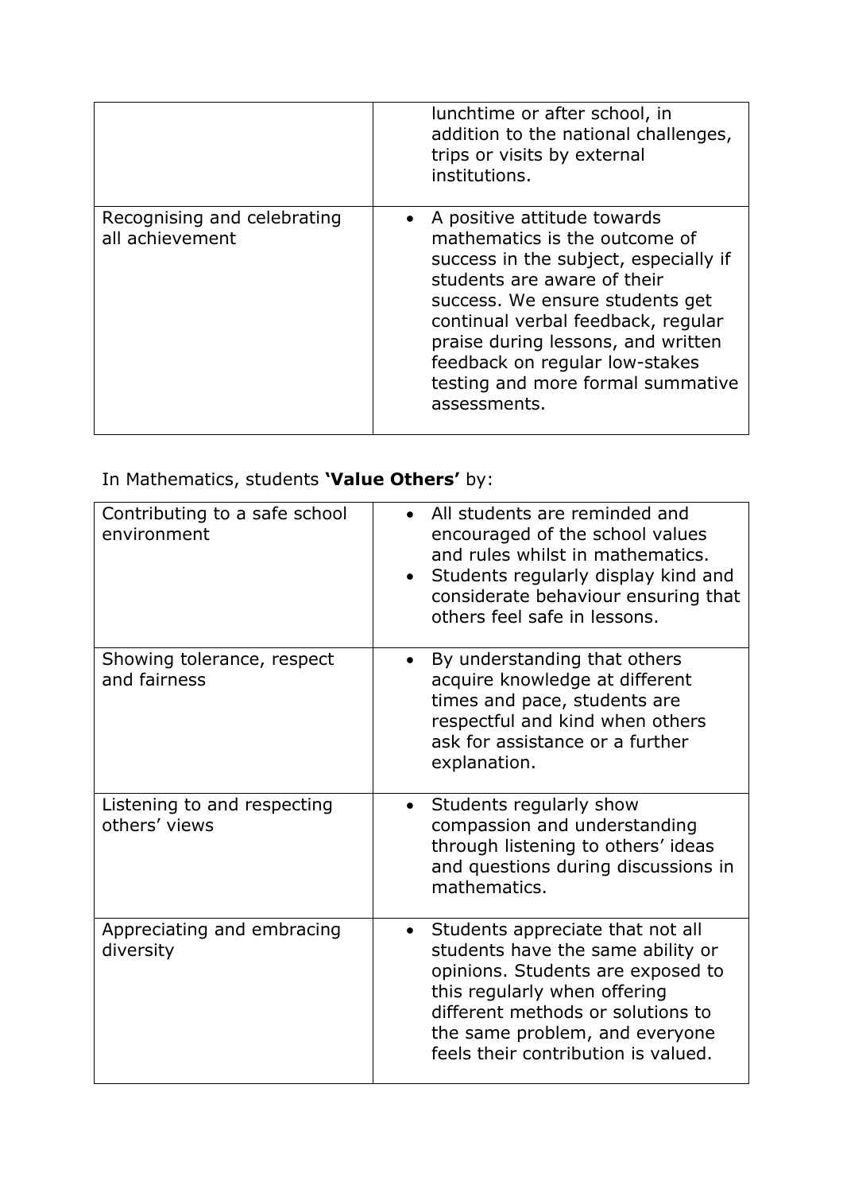| | |
|---|---|
| | lunchtime or after school, in addition to the national challenges, trips or visits by external institutions. |
| Recognising and celebrating all achievement | • A positive attitude towards mathematics is the outcome of success in the subject, especially if students are aware of their success. We ensure students get continual verbal feedback, regular praise during lessons, and written feedback on regular low-stakes testing and more formal summative assessments. |

In Mathematics, students **'Value Others'** by:

| | |
|---|---|
| Contributing to a safe school environment | • All students are reminded and encouraged of the school values and rules whilst in mathematics.<br>• Students regularly display kind and considerate behaviour ensuring that others feel safe in lessons. |
| Showing tolerance, respect and fairness | • By understanding that others acquire knowledge at different times and pace, students are respectful and kind when others ask for assistance or a further explanation. |
| Listening to and respecting others' views | • Students regularly show compassion and understanding through listening to others' ideas and questions during discussions in mathematics. |
| Appreciating and embracing diversity | • Students appreciate that not all students have the same ability or opinions. Students are exposed to this regularly when offering different methods or solutions to the same problem, and everyone feels their contribution is valued. |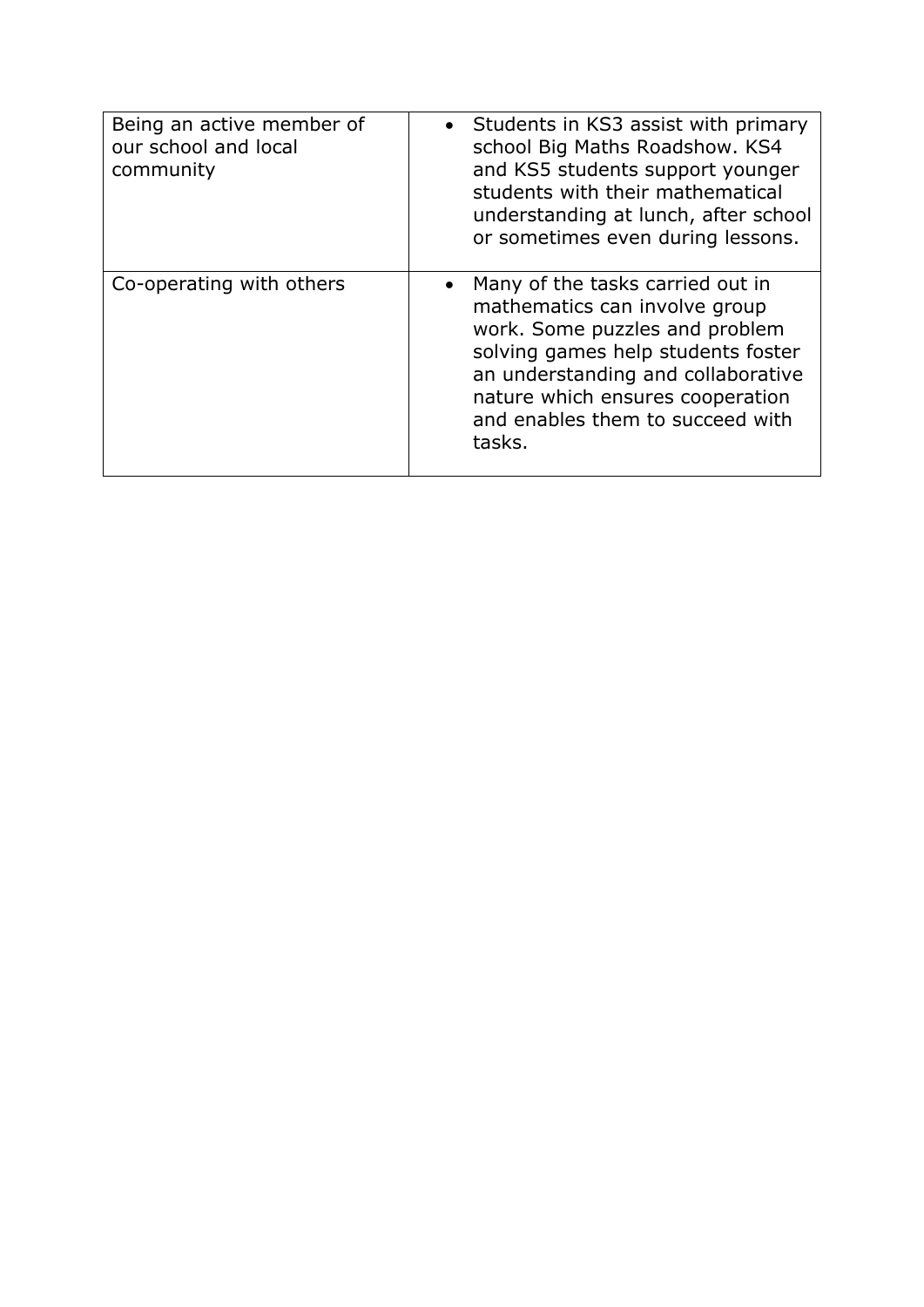| | |
|---|---|
| Being an active member of our school and local community | • Students in KS3 assist with primary school Big Maths Roadshow. KS4 and KS5 students support younger students with their mathematical understanding at lunch, after school or sometimes even during lessons. |
| Co-operating with others | • Many of the tasks carried out in mathematics can involve group work. Some puzzles and problem solving games help students foster an understanding and collaborative nature which ensures cooperation and enables them to succeed with tasks. |